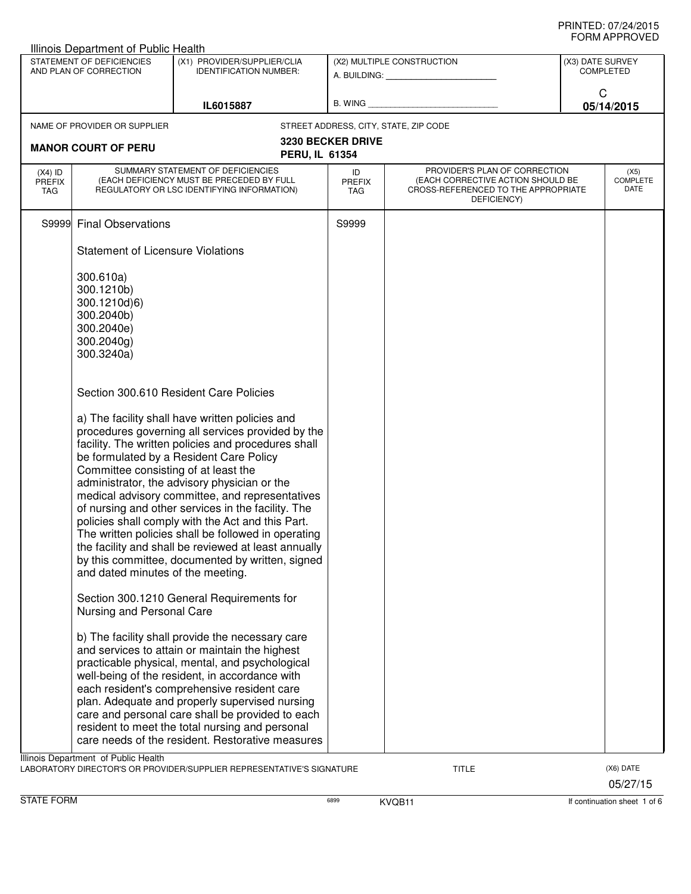Illinois Department of Public Health

PRINTED: 07/24/2015
FORM APPROVED

| STATEMENT OF DEFICIENCIES AND PLAN OF CORRECTION | (X1) PROVIDER/SUPPLIER/CLIA IDENTIFICATION NUMBER: | (X2) MULTIPLE CONSTRUCTION | (X3) DATE SURVEY COMPLETED |
|---|---|---|---|
| | IL6015887 | A. BUILDING: ______ B. WING ______ | C 05/14/2015 |

NAME OF PROVIDER OR SUPPLIER: **MANOR COURT OF PERU**

STREET ADDRESS, CITY, STATE, ZIP CODE: **3230 BECKER DRIVE PERU, IL 61354**

| (X4) ID PREFIX TAG | SUMMARY STATEMENT OF DEFICIENCIES (EACH DEFICIENCY MUST BE PRECEDED BY FULL REGULATORY OR LSC IDENTIFYING INFORMATION) | ID PREFIX TAG | PROVIDER'S PLAN OF CORRECTION (EACH CORRECTIVE ACTION SHOULD BE CROSS-REFERENCED TO THE APPROPRIATE DEFICIENCY) | (X5) COMPLETE DATE |
|---|---|---|---|---|
| S9999 | Final Observations | S9999 | | |

Statement of Licensure Violations

300.610a)
300.1210b)
300.1210d)6)
300.2040b)
300.2040e)
300.2040g)
300.3240a)

Section 300.610 Resident Care Policies

a) The facility shall have written policies and procedures governing all services provided by the facility. The written policies and procedures shall be formulated by a Resident Care Policy Committee consisting of at least the administrator, the advisory physician or the medical advisory committee, and representatives of nursing and other services in the facility. The policies shall comply with the Act and this Part. The written policies shall be followed in operating the facility and shall be reviewed at least annually by this committee, documented by written, signed and dated minutes of the meeting.

Section 300.1210 General Requirements for Nursing and Personal Care

b) The facility shall provide the necessary care and services to attain or maintain the highest practicable physical, mental, and psychological well-being of the resident, in accordance with each resident's comprehensive resident care plan. Adequate and properly supervised nursing care and personal care shall be provided to each resident to meet the total nursing and personal care needs of the resident. Restorative measures

Illinois Department of Public Health
LABORATORY DIRECTOR'S OR PROVIDER/SUPPLIER REPRESENTATIVE'S SIGNATURE — TITLE — (X6) DATE 05/27/15

STATE FORM 6899 KVQB11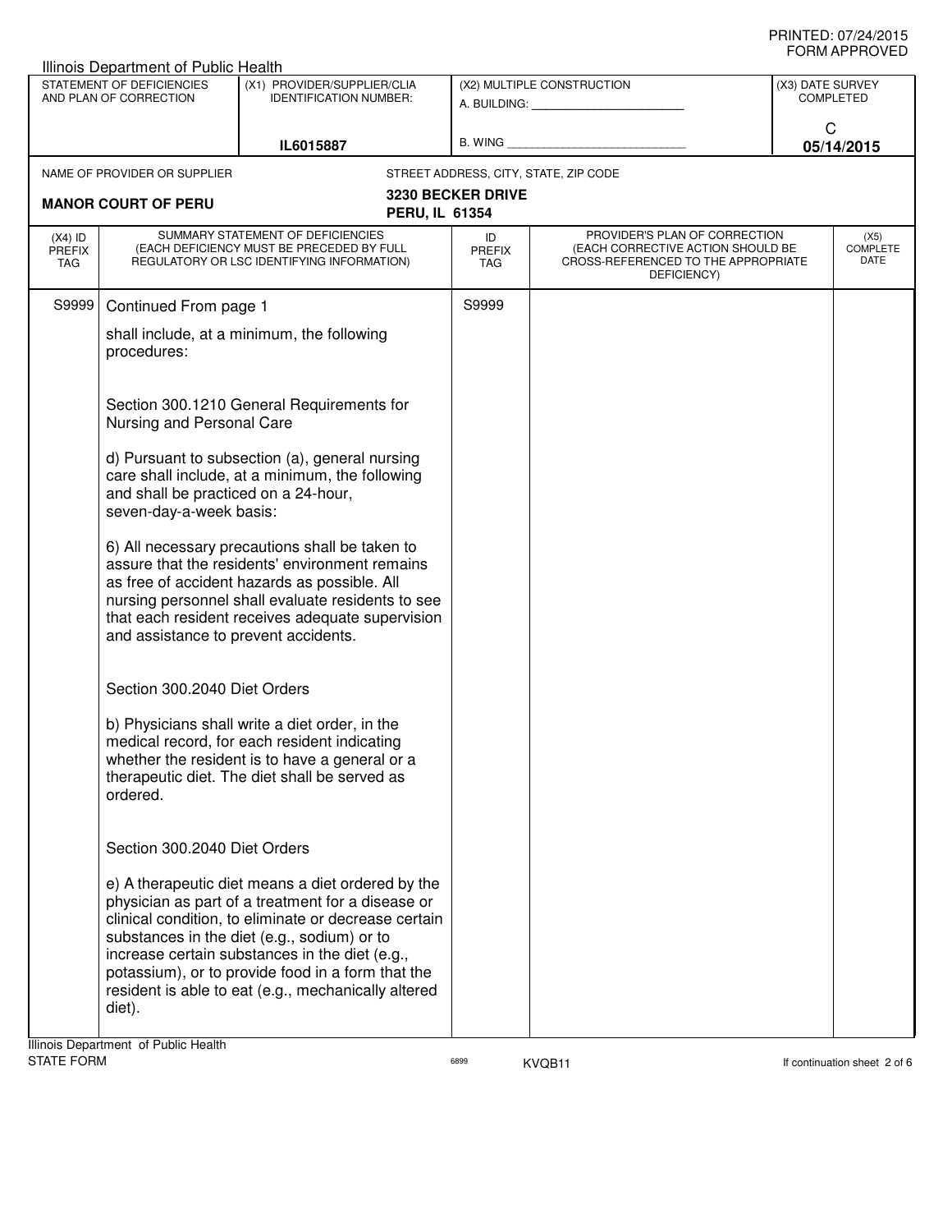PRINTED: 07/24/2015
FORM APPROVED

Illinois Department of Public Health

| STATEMENT OF DEFICIENCIES AND PLAN OF CORRECTION | (X1) PROVIDER/SUPPLIER/CLIA IDENTIFICATION NUMBER: | (X2) MULTIPLE CONSTRUCTION | (X3) DATE SURVEY COMPLETED |
|---|---|---|---|
| | IL6015887 | A. BUILDING: ______ B. WING ______ | C 05/14/2015 |

NAME OF PROVIDER OR SUPPLIER: **MANOR COURT OF PERU**

STREET ADDRESS, CITY, STATE, ZIP CODE: **3230 BECKER DRIVE PERU, IL 61354**

| (X4) ID PREFIX TAG | SUMMARY STATEMENT OF DEFICIENCIES (EACH DEFICIENCY MUST BE PRECEDED BY FULL REGULATORY OR LSC IDENTIFYING INFORMATION) | ID PREFIX TAG | PROVIDER'S PLAN OF CORRECTION (EACH CORRECTIVE ACTION SHOULD BE CROSS-REFERENCED TO THE APPROPRIATE DEFICIENCY) | (X5) COMPLETE DATE |
|---|---|---|---|---|
| S9999 | Continued From page 1 | S9999 | | |

shall include, at a minimum, the following procedures:

Section 300.1210 General Requirements for Nursing and Personal Care

d) Pursuant to subsection (a), general nursing care shall include, at a minimum, the following and shall be practiced on a 24-hour, seven-day-a-week basis:

6) All necessary precautions shall be taken to assure that the residents' environment remains as free of accident hazards as possible. All nursing personnel shall evaluate residents to see that each resident receives adequate supervision and assistance to prevent accidents.

Section 300.2040 Diet Orders

b) Physicians shall write a diet order, in the medical record, for each resident indicating whether the resident is to have a general or a therapeutic diet. The diet shall be served as ordered.

Section 300.2040 Diet Orders

e) A therapeutic diet means a diet ordered by the physician as part of a treatment for a disease or clinical condition, to eliminate or decrease certain substances in the diet (e.g., sodium) or to increase certain substances in the diet (e.g., potassium), or to provide food in a form that the resident is able to eat (e.g., mechanically altered diet).

Illinois Department of Public Health
STATE FORM 6899 KVQB11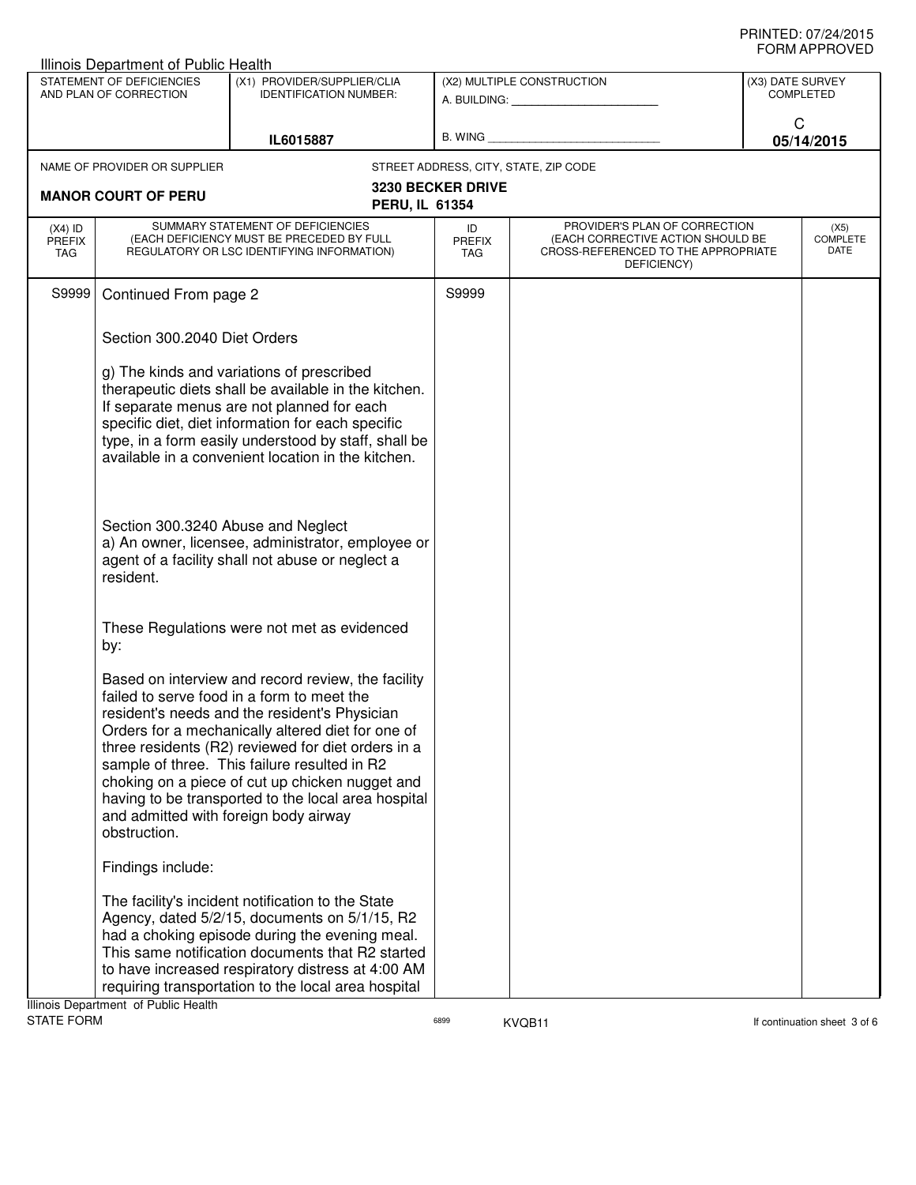PRINTED: 07/24/2015
FORM APPROVED

Illinois Department of Public Health

| STATEMENT OF DEFICIENCIES AND PLAN OF CORRECTION | (X1) PROVIDER/SUPPLIER/CLIA IDENTIFICATION NUMBER: | (X2) MULTIPLE CONSTRUCTION | (X3) DATE SURVEY COMPLETED |
|---|---|---|---|
| | IL6015887 | A. BUILDING: ______ B. WING ______ | C 05/14/2015 |

NAME OF PROVIDER OR SUPPLIER: **MANOR COURT OF PERU**

STREET ADDRESS, CITY, STATE, ZIP CODE: **3230 BECKER DRIVE PERU, IL 61354**

| (X4) ID PREFIX TAG | SUMMARY STATEMENT OF DEFICIENCIES (EACH DEFICIENCY MUST BE PRECEDED BY FULL REGULATORY OR LSC IDENTIFYING INFORMATION) | ID PREFIX TAG | PROVIDER'S PLAN OF CORRECTION (EACH CORRECTIVE ACTION SHOULD BE CROSS-REFERENCED TO THE APPROPRIATE DEFICIENCY) | (X5) COMPLETE DATE |
|---|---|---|---|---|
| S9999 | Continued From page 2 | S9999 | | |

Section 300.2040 Diet Orders

g) The kinds and variations of prescribed therapeutic diets shall be available in the kitchen. If separate menus are not planned for each specific diet, diet information for each specific type, in a form easily understood by staff, shall be available in a convenient location in the kitchen.

Section 300.3240 Abuse and Neglect
a) An owner, licensee, administrator, employee or agent of a facility shall not abuse or neglect a resident.

These Regulations were not met as evidenced by:

Based on interview and record review, the facility failed to serve food in a form to meet the resident's needs and the resident's Physician Orders for a mechanically altered diet for one of three residents (R2) reviewed for diet orders in a sample of three. This failure resulted in R2 choking on a piece of cut up chicken nugget and having to be transported to the local area hospital and admitted with foreign body airway obstruction.

Findings include:

The facility's incident notification to the State Agency, dated 5/2/15, documents on 5/1/15, R2 had a choking episode during the evening meal. This same notification documents that R2 started to have increased respiratory distress at 4:00 AM requiring transportation to the local area hospital

Illinois Department of Public Health
STATE FORM 6899 KVQB11 If continuation sheet 3 of 6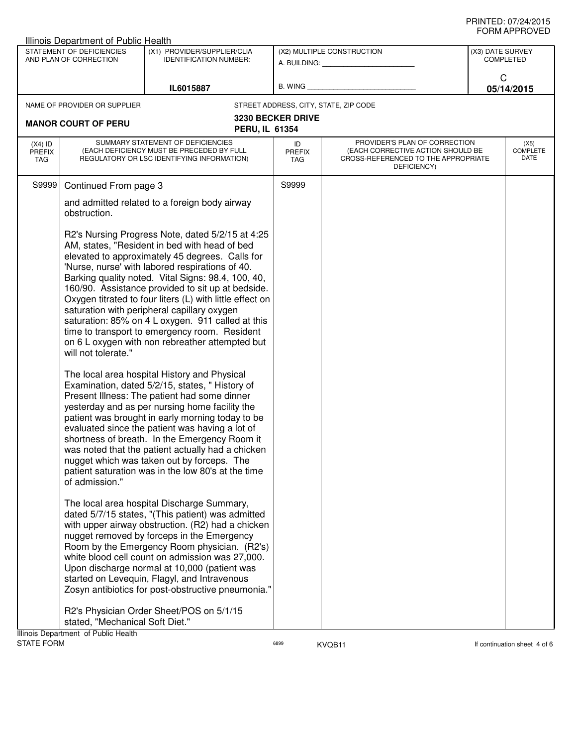Illinois Department of Public Health

| STATEMENT OF DEFICIENCIES AND PLAN OF CORRECTION | (X1) PROVIDER/SUPPLIER/CLIA IDENTIFICATION NUMBER: | (X2) MULTIPLE CONSTRUCTION | (X3) DATE SURVEY COMPLETED |
|---|---|---|---|
| | IL6015887 | A. BUILDING: ______ B. WING ______ | C 05/14/2015 |

| NAME OF PROVIDER OR SUPPLIER | STREET ADDRESS, CITY, STATE, ZIP CODE |
|---|---|
| **MANOR COURT OF PERU** | **3230 BECKER DRIVE PERU, IL 61354** |

| (X4) ID PREFIX TAG | SUMMARY STATEMENT OF DEFICIENCIES (EACH DEFICIENCY MUST BE PRECEDED BY FULL REGULATORY OR LSC IDENTIFYING INFORMATION) | ID PREFIX TAG | PROVIDER'S PLAN OF CORRECTION (EACH CORRECTIVE ACTION SHOULD BE CROSS-REFERENCED TO THE APPROPRIATE DEFICIENCY) | (X5) COMPLETE DATE |
|---|---|---|---|---|
| S9999 | Continued From page 3 | S9999 | | |

and admitted related to a foreign body airway obstruction.

R2's Nursing Progress Note, dated 5/2/15 at 4:25 AM, states, "Resident in bed with head of bed elevated to approximately 45 degrees. Calls for 'Nurse, nurse' with labored respirations of 40. Barking quality noted. Vital Signs: 98.4, 100, 40, 160/90. Assistance provided to sit up at bedside. Oxygen titrated to four liters (L) with little effect on saturation with peripheral capillary oxygen saturation: 85% on 4 L oxygen. 911 called at this time to transport to emergency room. Resident on 6 L oxygen with non rebreather attempted but will not tolerate."

The local area hospital History and Physical Examination, dated 5/2/15, states, " History of Present Illness: The patient had some dinner yesterday and as per nursing home facility the patient was brought in early morning today to be evaluated since the patient was having a lot of shortness of breath. In the Emergency Room it was noted that the patient actually had a chicken nugget which was taken out by forceps. The patient saturation was in the low 80's at the time of admission."

The local area hospital Discharge Summary, dated 5/7/15 states, "(This patient) was admitted with upper airway obstruction. (R2) had a chicken nugget removed by forceps in the Emergency Room by the Emergency Room physician. (R2's) white blood cell count on admission was 27,000. Upon discharge normal at 10,000 (patient was started on Levequin, Flagyl, and Intravenous Zosyn antibiotics for post-obstructive pneumonia."

R2's Physician Order Sheet/POS on 5/1/15 stated, "Mechanical Soft Diet."

Illinois Department of Public Health
STATE FORM 6899 KVQB11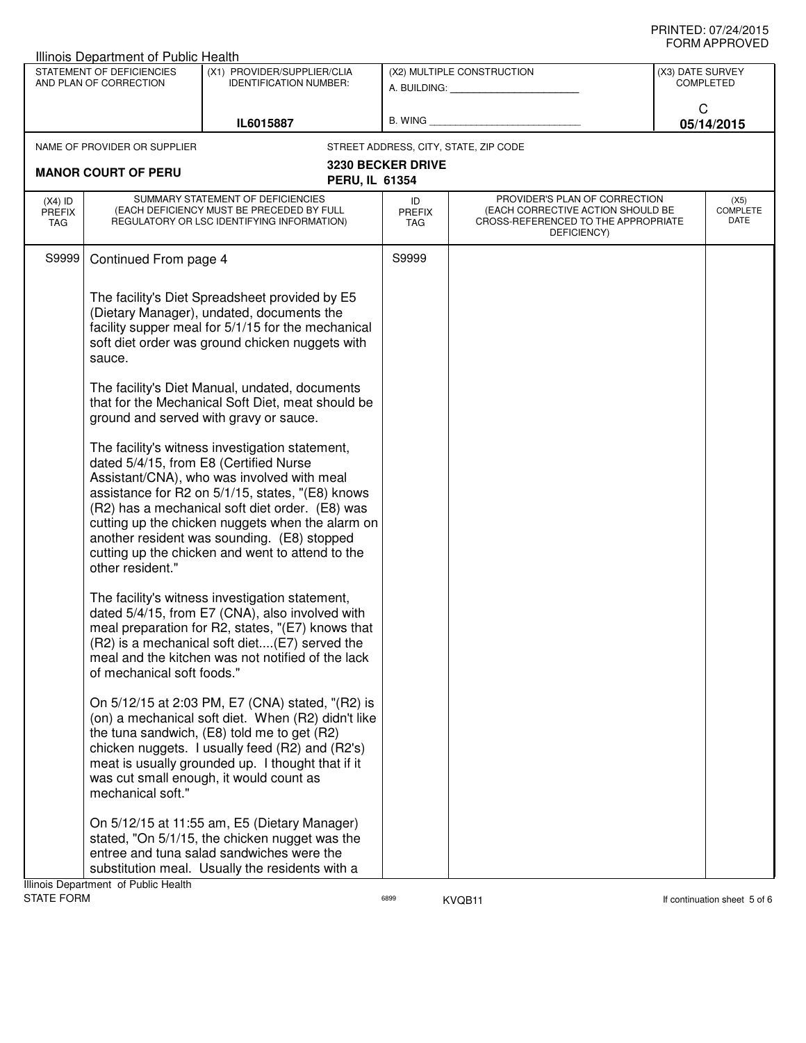Illinois Department of Public Health

| STATEMENT OF DEFICIENCIES AND PLAN OF CORRECTION | (X1) PROVIDER/SUPPLIER/CLIA IDENTIFICATION NUMBER: | (X2) MULTIPLE CONSTRUCTION | (X3) DATE SURVEY COMPLETED |
|---|---|---|---|
| | IL6015887 | A. BUILDING: ___ B. WING ___ | C 05/14/2015 |

NAME OF PROVIDER OR SUPPLIER: **MANOR COURT OF PERU**

STREET ADDRESS, CITY, STATE, ZIP CODE: **3230 BECKER DRIVE PERU, IL 61354**

| (X4) ID PREFIX TAG | SUMMARY STATEMENT OF DEFICIENCIES (EACH DEFICIENCY MUST BE PRECEDED BY FULL REGULATORY OR LSC IDENTIFYING INFORMATION) | ID PREFIX TAG | PROVIDER'S PLAN OF CORRECTION (EACH CORRECTIVE ACTION SHOULD BE CROSS-REFERENCED TO THE APPROPRIATE DEFICIENCY) | (X5) COMPLETE DATE |
|---|---|---|---|---|
| S9999 | Continued From page 4 | S9999 | | |

The facility's Diet Spreadsheet provided by E5 (Dietary Manager), undated, documents the facility supper meal for 5/1/15 for the mechanical soft diet order was ground chicken nuggets with sauce.

The facility's Diet Manual, undated, documents that for the Mechanical Soft Diet, meat should be ground and served with gravy or sauce.

The facility's witness investigation statement, dated 5/4/15, from E8 (Certified Nurse Assistant/CNA), who was involved with meal assistance for R2 on 5/1/15, states, "(E8) knows (R2) has a mechanical soft diet order. (E8) was cutting up the chicken nuggets when the alarm on another resident was sounding. (E8) stopped cutting up the chicken and went to attend to the other resident."

The facility's witness investigation statement, dated 5/4/15, from E7 (CNA), also involved with meal preparation for R2, states, "(E7) knows that (R2) is a mechanical soft diet....(E7) served the meal and the kitchen was not notified of the lack of mechanical soft foods."

On 5/12/15 at 2:03 PM, E7 (CNA) stated, "(R2) is (on) a mechanical soft diet. When (R2) didn't like the tuna sandwich, (E8) told me to get (R2) chicken nuggets. I usually feed (R2) and (R2's) meat is usually grounded up. I thought that if it was cut small enough, it would count as mechanical soft."

On 5/12/15 at 11:55 am, E5 (Dietary Manager) stated, "On 5/1/15, the chicken nugget was the entree and tuna salad sandwiches were the substitution meal. Usually the residents with a

Illinois Department of Public Health
STATE FORM 6899 KVQB11 If continuation sheet 5 of 6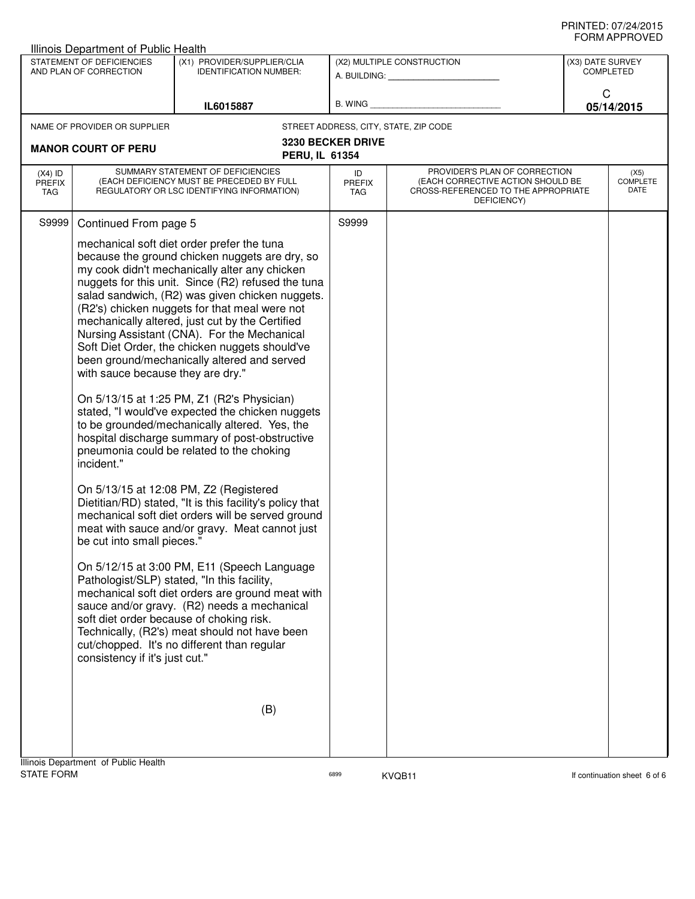Illinois Department of Public Health

| STATEMENT OF DEFICIENCIES AND PLAN OF CORRECTION | (X1) PROVIDER/SUPPLIER/CLIA IDENTIFICATION NUMBER: | (X2) MULTIPLE CONSTRUCTION | (X3) DATE SURVEY COMPLETED |
|---|---|---|---|
| | IL6015887 | A. BUILDING: ______ B. WING ______ | C 05/14/2015 |

NAME OF PROVIDER OR SUPPLIER: **MANOR COURT OF PERU**

STREET ADDRESS, CITY, STATE, ZIP CODE: **3230 BECKER DRIVE PERU, IL 61354**

| (X4) ID PREFIX TAG | SUMMARY STATEMENT OF DEFICIENCIES (EACH DEFICIENCY MUST BE PRECEDED BY FULL REGULATORY OR LSC IDENTIFYING INFORMATION) | ID PREFIX TAG | PROVIDER'S PLAN OF CORRECTION (EACH CORRECTIVE ACTION SHOULD BE CROSS-REFERENCED TO THE APPROPRIATE DEFICIENCY) | (X5) COMPLETE DATE |
|---|---|---|---|---|
| S9999 | Continued From page 5 | S9999 | | |

mechanical soft diet order prefer the tuna because the ground chicken nuggets are dry, so my cook didn't mechanically alter any chicken nuggets for this unit. Since (R2) refused the tuna salad sandwich, (R2) was given chicken nuggets. (R2's) chicken nuggets for that meal were not mechanically altered, just cut by the Certified Nursing Assistant (CNA). For the Mechanical Soft Diet Order, the chicken nuggets should've been ground/mechanically altered and served with sauce because they are dry."

On 5/13/15 at 1:25 PM, Z1 (R2's Physician) stated, "I would've expected the chicken nuggets to be grounded/mechanically altered. Yes, the hospital discharge summary of post-obstructive pneumonia could be related to the choking incident."

On 5/13/15 at 12:08 PM, Z2 (Registered Dietitian/RD) stated, "It is this facility's policy that mechanical soft diet orders will be served ground meat with sauce and/or gravy. Meat cannot just be cut into small pieces."

On 5/12/15 at 3:00 PM, E11 (Speech Language Pathologist/SLP) stated, "In this facility, mechanical soft diet orders are ground meat with sauce and/or gravy. (R2) needs a mechanical soft diet order because of choking risk. Technically, (R2's) meat should not have been cut/chopped. It's no different than regular consistency if it's just cut."

(B)